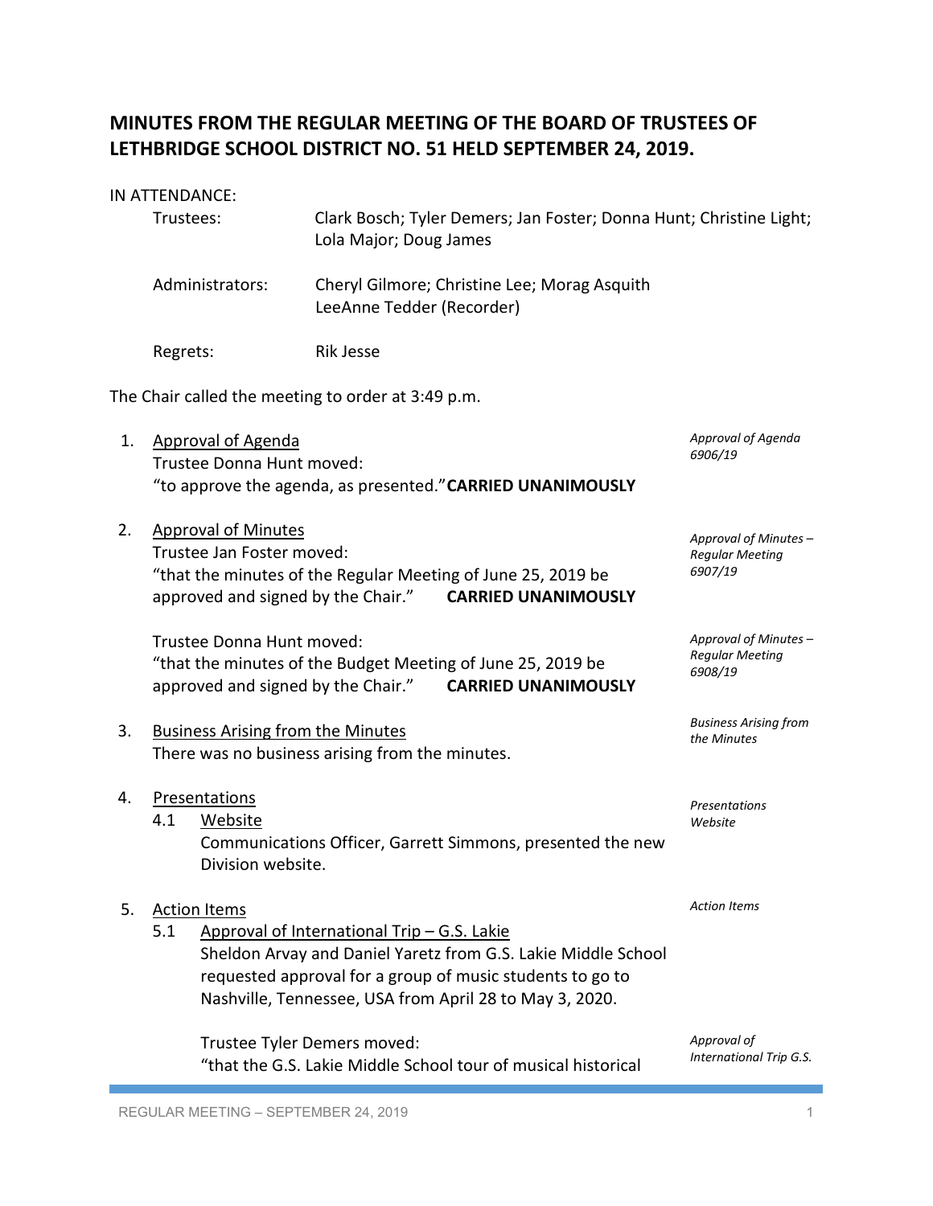# MINUTES FROM THE REGULAR MEETING OF THE BOARD OF TRUSTEES OF LETHBRIDGE SCHOOL DISTRICT NO. 51 HELD SEPTEMBER 24, 2019.

IN ATTENDANCE:

| | |
|---|---|
| Trustees: | Clark Bosch; Tyler Demers; Jan Foster; Donna Hunt; Christine Light; Lola Major; Doug James |
| Administrators: | Cheryl Gilmore; Christine Lee; Morag Asquith; LeeAnne Tedder (Recorder) |
| Regrets: | Rik Jesse |

The Chair called the meeting to order at 3:49 p.m.

1. Approval of Agenda

   *Approval of Agenda 6906/19*

   Trustee Donna Hunt moved:
   "to approve the agenda, as presented." **CARRIED UNANIMOUSLY**

2. Approval of Minutes

   *Approval of Minutes – Regular Meeting 6907/19*

   Trustee Jan Foster moved:
   "that the minutes of the Regular Meeting of June 25, 2019 be approved and signed by the Chair." **CARRIED UNANIMOUSLY**

   *Approval of Minutes – Regular Meeting 6908/19*

   Trustee Donna Hunt moved:
   "that the minutes of the Budget Meeting of June 25, 2019 be approved and signed by the Chair." **CARRIED UNANIMOUSLY**

3. Business Arising from the Minutes

   *Business Arising from the Minutes*

   There was no business arising from the minutes.

4. Presentations

   *Presentations Website*

   4.1 Website
   Communications Officer, Garrett Simmons, presented the new Division website.

5. Action Items

   *Action Items*

   5.1 Approval of International Trip – G.S. Lakie
   Sheldon Arvay and Daniel Yaretz from G.S. Lakie Middle School requested approval for a group of music students to go to Nashville, Tennessee, USA from April 28 to May 3, 2020.

   *Approval of International Trip G.S.*

   Trustee Tyler Demers moved:
   "that the G.S. Lakie Middle School tour of musical historical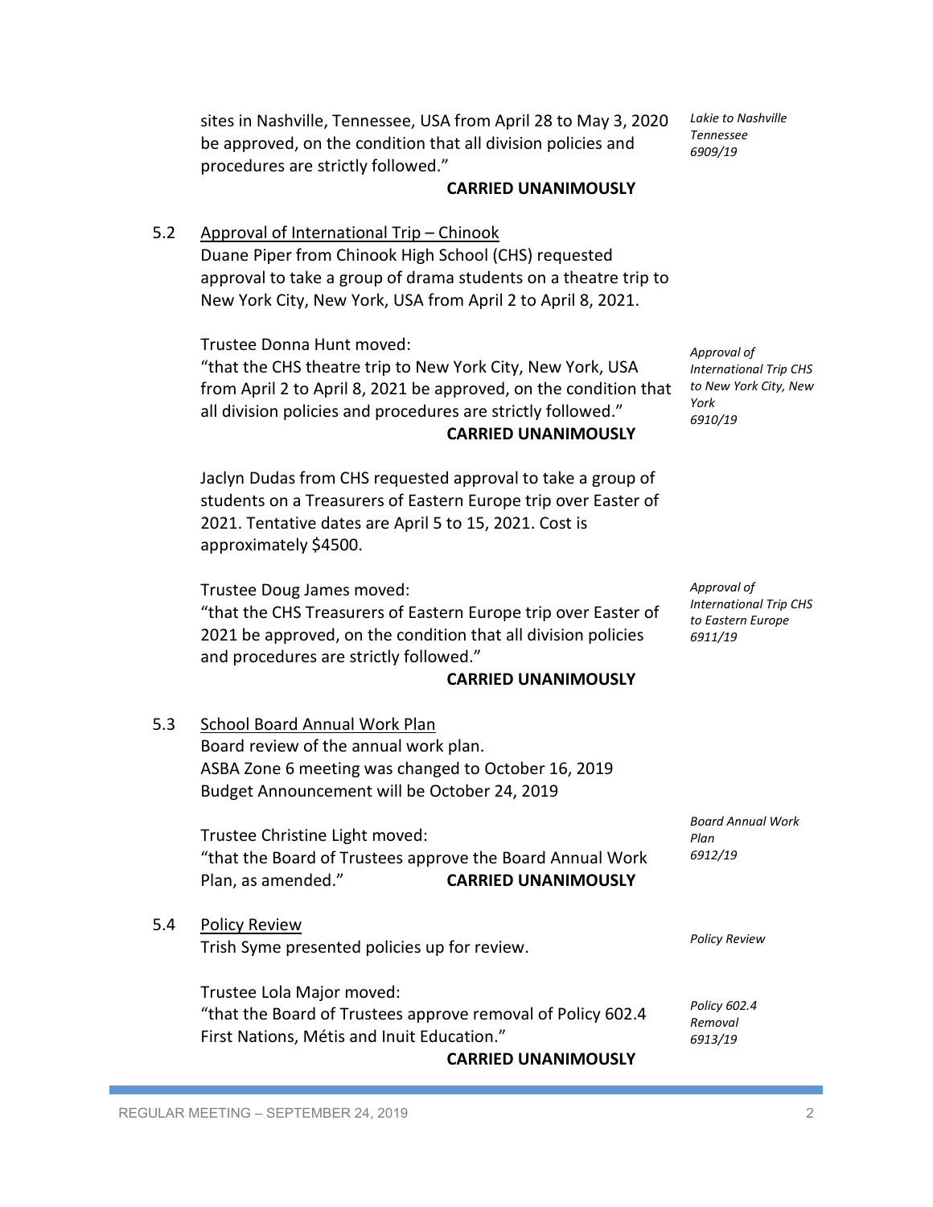sites in Nashville, Tennessee, USA from April 28 to May 3, 2020 be approved, on the condition that all division policies and procedures are strictly followed."

*Lakie to Nashville Tennessee 6909/19*

**CARRIED UNANIMOUSLY**

5.2 Approval of International Trip – Chinook

Duane Piper from Chinook High School (CHS) requested approval to take a group of drama students on a theatre trip to New York City, New York, USA from April 2 to April 8, 2021.

Trustee Donna Hunt moved:
"that the CHS theatre trip to New York City, New York, USA from April 2 to April 8, 2021 be approved, on the condition that all division policies and procedures are strictly followed."

*Approval of International Trip CHS to New York City, New York 6910/19*

**CARRIED UNANIMOUSLY**

Jaclyn Dudas from CHS requested approval to take a group of students on a Treasurers of Eastern Europe trip over Easter of 2021. Tentative dates are April 5 to 15, 2021. Cost is approximately $4500.

Trustee Doug James moved:
"that the CHS Treasurers of Eastern Europe trip over Easter of 2021 be approved, on the condition that all division policies and procedures are strictly followed."

*Approval of International Trip CHS to Eastern Europe 6911/19*

**CARRIED UNANIMOUSLY**

5.3 School Board Annual Work Plan

Board review of the annual work plan.
ASBA Zone 6 meeting was changed to October 16, 2019
Budget Announcement will be October 24, 2019

Trustee Christine Light moved:
"that the Board of Trustees approve the Board Annual Work Plan, as amended." **CARRIED UNANIMOUSLY**

*Board Annual Work Plan 6912/19*

5.4 Policy Review

Trish Syme presented policies up for review.

*Policy Review*

Trustee Lola Major moved:
"that the Board of Trustees approve removal of Policy 602.4 First Nations, Métis and Inuit Education."

*Policy 602.4 Removal 6913/19*

**CARRIED UNANIMOUSLY**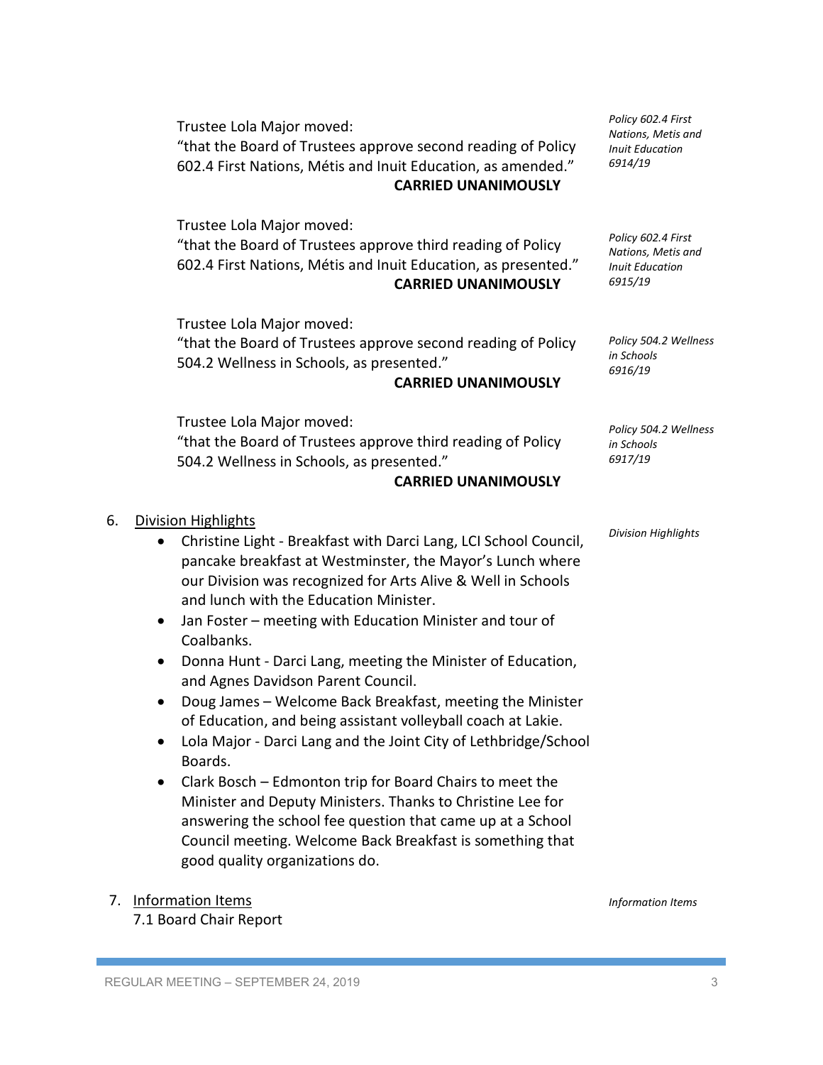Trustee Lola Major moved:
"that the Board of Trustees approve second reading of Policy 602.4 First Nations, Métis and Inuit Education, as amended."
**CARRIED UNANIMOUSLY**

*Policy 602.4 First Nations, Metis and Inuit Education 6914/19*

Trustee Lola Major moved:
"that the Board of Trustees approve third reading of Policy 602.4 First Nations, Métis and Inuit Education, as presented."
**CARRIED UNANIMOUSLY**

*Policy 602.4 First Nations, Metis and Inuit Education 6915/19*

Trustee Lola Major moved:
"that the Board of Trustees approve second reading of Policy 504.2 Wellness in Schools, as presented."
**CARRIED UNANIMOUSLY**

*Policy 504.2 Wellness in Schools 6916/19*

Trustee Lola Major moved:
"that the Board of Trustees approve third reading of Policy 504.2 Wellness in Schools, as presented."
**CARRIED UNANIMOUSLY**

*Policy 504.2 Wellness in Schools 6917/19*

6. Division Highlights

*Division Highlights*

- Christine Light - Breakfast with Darci Lang, LCI School Council, pancake breakfast at Westminster, the Mayor's Lunch where our Division was recognized for Arts Alive & Well in Schools and lunch with the Education Minister.
- Jan Foster – meeting with Education Minister and tour of Coalbanks.
- Donna Hunt - Darci Lang, meeting the Minister of Education, and Agnes Davidson Parent Council.
- Doug James – Welcome Back Breakfast, meeting the Minister of Education, and being assistant volleyball coach at Lakie.
- Lola Major - Darci Lang and the Joint City of Lethbridge/School Boards.
- Clark Bosch – Edmonton trip for Board Chairs to meet the Minister and Deputy Ministers. Thanks to Christine Lee for answering the school fee question that came up at a School Council meeting. Welcome Back Breakfast is something that good quality organizations do.

7. Information Items

*Information Items*

7.1 Board Chair Report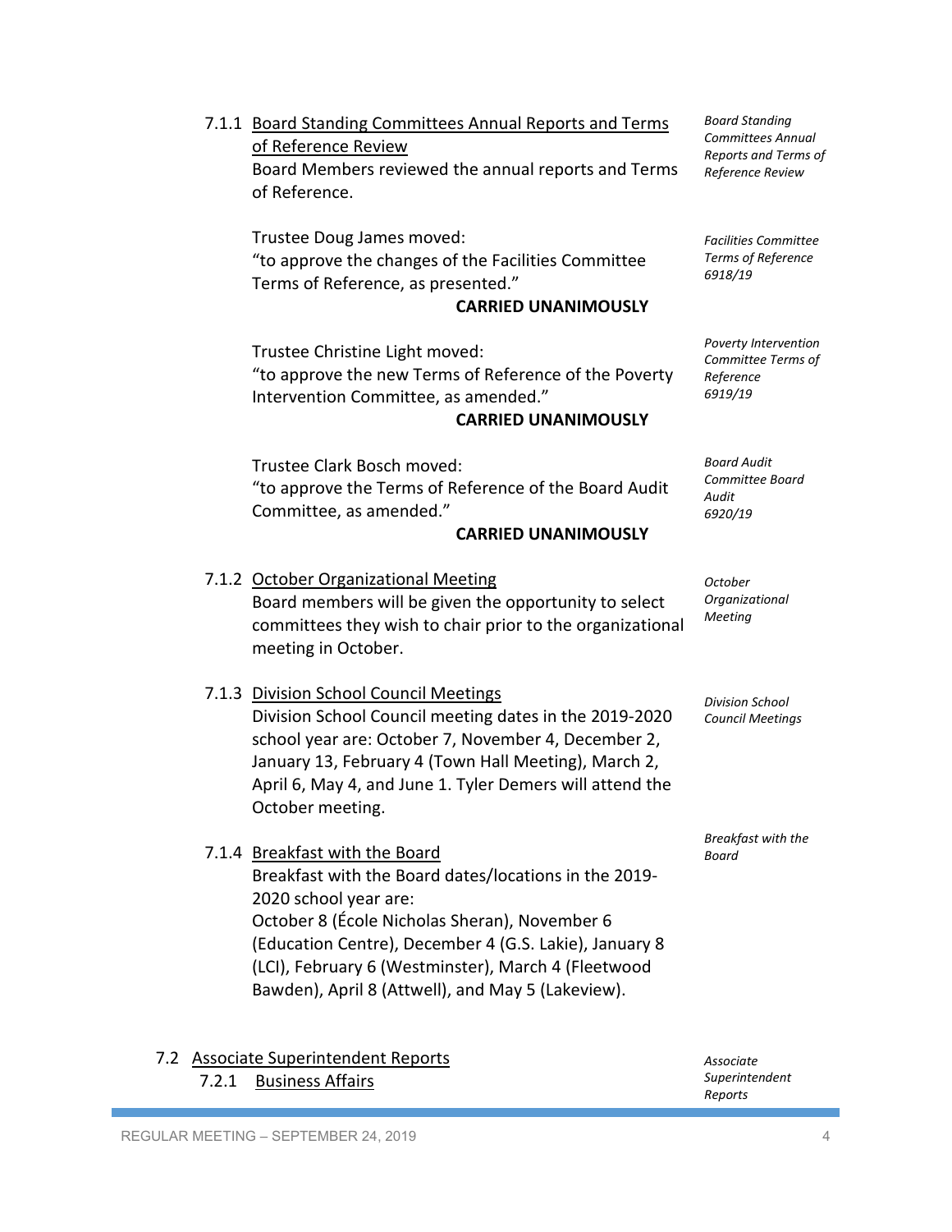7.1.1 Board Standing Committees Annual Reports and Terms of Reference Review

*Board Standing Committees Annual Reports and Terms of Reference Review*

Board Members reviewed the annual reports and Terms of Reference.

Trustee Doug James moved:
"to approve the changes of the Facilities Committee Terms of Reference, as presented."

**CARRIED UNANIMOUSLY**

*Facilities Committee Terms of Reference 6918/19*

Trustee Christine Light moved:
"to approve the new Terms of Reference of the Poverty Intervention Committee, as amended."

**CARRIED UNANIMOUSLY**

*Poverty Intervention Committee Terms of Reference 6919/19*

Trustee Clark Bosch moved:
"to approve the Terms of Reference of the Board Audit Committee, as amended."

**CARRIED UNANIMOUSLY**

*Board Audit Committee Board Audit 6920/19*

7.1.2 October Organizational Meeting

*October Organizational Meeting*

Board members will be given the opportunity to select committees they wish to chair prior to the organizational meeting in October.

7.1.3 Division School Council Meetings

*Division School Council Meetings*

Division School Council meeting dates in the 2019-2020 school year are: October 7, November 4, December 2, January 13, February 4 (Town Hall Meeting), March 2, April 6, May 4, and June 1. Tyler Demers will attend the October meeting.

7.1.4 Breakfast with the Board

*Breakfast with the Board*

Breakfast with the Board dates/locations in the 2019-2020 school year are:
October 8 (École Nicholas Sheran), November 6 (Education Centre), December 4 (G.S. Lakie), January 8 (LCI), February 6 (Westminster), March 4 (Fleetwood Bawden), April 8 (Attwell), and May 5 (Lakeview).

7.2 Associate Superintendent Reports

*Associate Superintendent Reports*

7.2.1 Business Affairs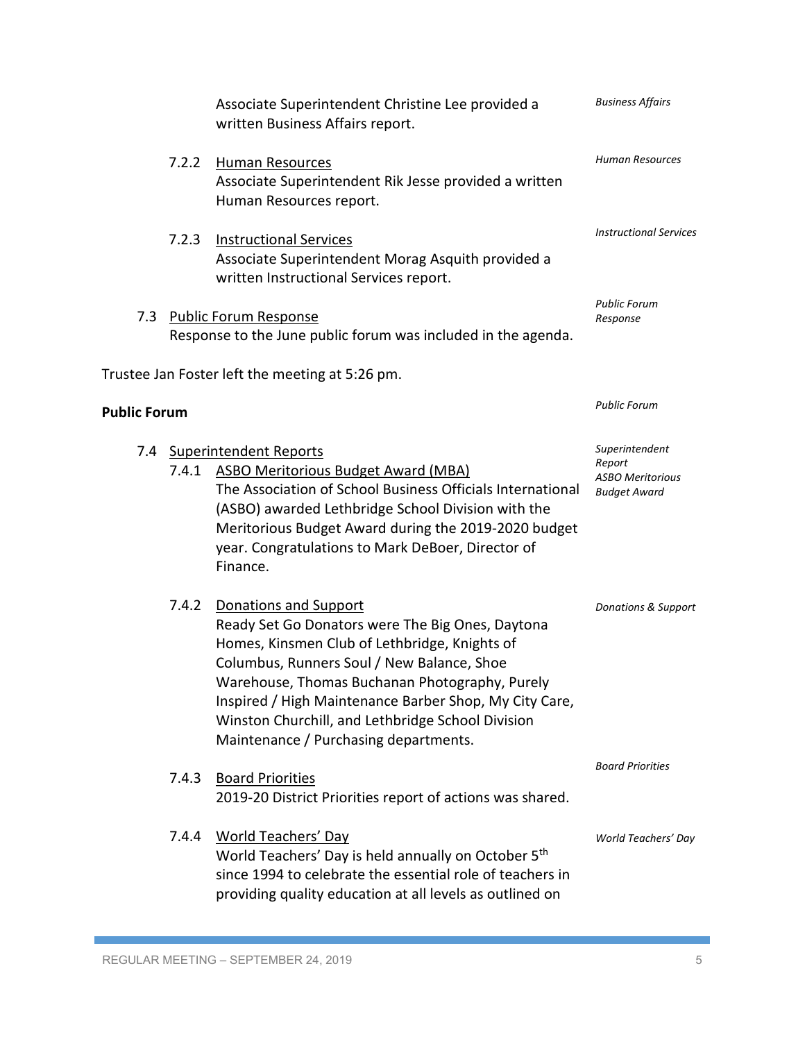Associate Superintendent Christine Lee provided a written Business Affairs report. *Business Affairs*

7.2.2 Human Resources
Associate Superintendent Rik Jesse provided a written Human Resources report. *Human Resources*

7.2.3 Instructional Services
Associate Superintendent Morag Asquith provided a written Instructional Services report. *Instructional Services*

7.3 Public Forum Response
Response to the June public forum was included in the agenda. *Public Forum Response*

Trustee Jan Foster left the meeting at 5:26 pm.

**Public Forum** *Public Forum*

7.4 Superintendent Reports *Superintendent Report*

7.4.1 ASBO Meritorious Budget Award (MBA) *ASBO Meritorious Budget Award*
The Association of School Business Officials International (ASBO) awarded Lethbridge School Division with the Meritorious Budget Award during the 2019-2020 budget year. Congratulations to Mark DeBoer, Director of Finance.

7.4.2 Donations and Support *Donations & Support*
Ready Set Go Donators were The Big Ones, Daytona Homes, Kinsmen Club of Lethbridge, Knights of Columbus, Runners Soul / New Balance, Shoe Warehouse, Thomas Buchanan Photography, Purely Inspired / High Maintenance Barber Shop, My City Care, Winston Churchill, and Lethbridge School Division Maintenance / Purchasing departments.

7.4.3 Board Priorities *Board Priorities*
2019-20 District Priorities report of actions was shared.

7.4.4 World Teachers' Day *World Teachers' Day*
World Teachers' Day is held annually on October 5th since 1994 to celebrate the essential role of teachers in providing quality education at all levels as outlined on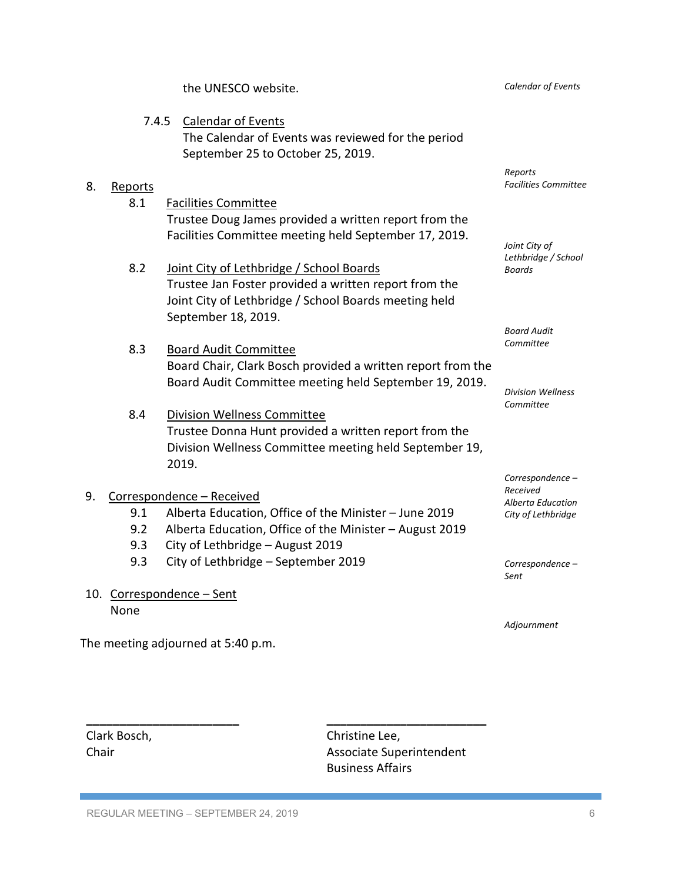the UNESCO website.

*Calendar of Events*

7.4.5 Calendar of Events
The Calendar of Events was reviewed for the period September 25 to October 25, 2019.

*Reports*
*Facilities Committee*

8. Reports

8.1 Facilities Committee
Trustee Doug James provided a written report from the Facilities Committee meeting held September 17, 2019.

*Joint City of Lethbridge / School Boards*

8.2 Joint City of Lethbridge / School Boards
Trustee Jan Foster provided a written report from the Joint City of Lethbridge / School Boards meeting held September 18, 2019.

*Board Audit Committee*

8.3 Board Audit Committee
Board Chair, Clark Bosch provided a written report from the Board Audit Committee meeting held September 19, 2019.

*Division Wellness Committee*

8.4 Division Wellness Committee
Trustee Donna Hunt provided a written report from the Division Wellness Committee meeting held September 19, 2019.

*Correspondence – Received*
*Alberta Education*
*City of Lethbridge*

9. Correspondence – Received

9.1 Alberta Education, Office of the Minister – June 2019
9.2 Alberta Education, Office of the Minister – August 2019
9.3 City of Lethbridge – August 2019
9.3 City of Lethbridge – September 2019

*Correspondence – Sent*

10. Correspondence – Sent
None

*Adjournment*

The meeting adjourned at 5:40 p.m.

\_\_\_\_\_\_\_\_\_\_\_\_\_\_\_\_\_\_\_\_\_\_\_\_
Clark Bosch,
Chair

\_\_\_\_\_\_\_\_\_\_\_\_\_\_\_\_\_\_\_\_\_\_\_\_
Christine Lee,
Associate Superintendent
Business Affairs